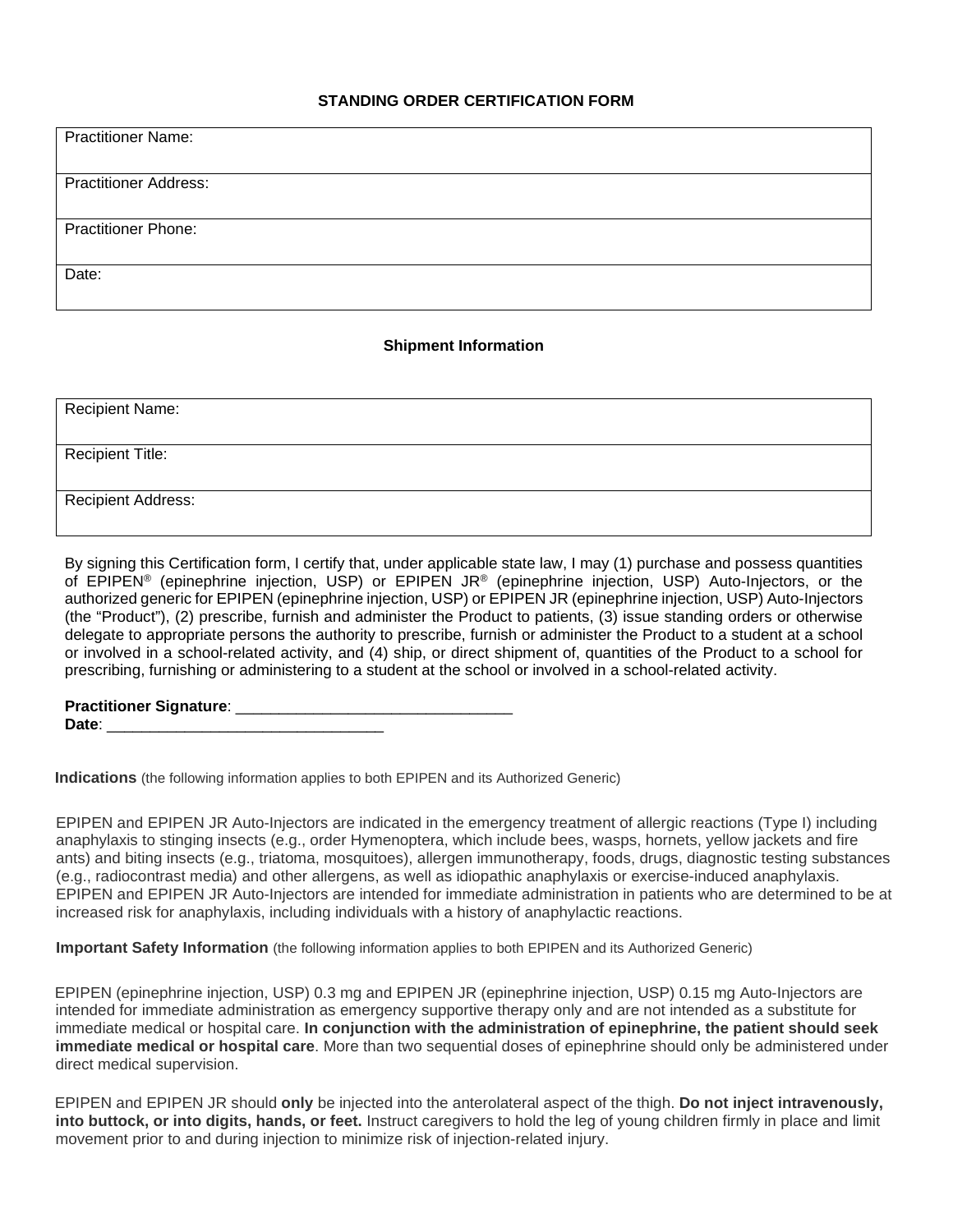# STANDING ORDER CERTIFICATION FORM

| Practitioner Name: |
|---|
| Practitioner Address: |
| Practitioner Phone: |
| Date: |

## Shipment Information

| Recipient Name: |
|---|
| Recipient Title: |
| Recipient Address: |

By signing this Certification form, I certify that, under applicable state law, I may (1) purchase and possess quantities of EPIPEN® (epinephrine injection, USP) or EPIPEN JR® (epinephrine injection, USP) Auto-Injectors, or the authorized generic for EPIPEN (epinephrine injection, USP) or EPIPEN JR (epinephrine injection, USP) Auto-Injectors (the "Product"), (2) prescribe, furnish and administer the Product to patients, (3) issue standing orders or otherwise delegate to appropriate persons the authority to prescribe, furnish or administer the Product to a student at a school or involved in a school-related activity, and (4) ship, or direct shipment of, quantities of the Product to a school for prescribing, furnishing or administering to a student at the school or involved in a school-related activity.

**Practitioner Signature**: ________________________________
**Date**: ________________________________

**Indications** (the following information applies to both EPIPEN and its Authorized Generic)

EPIPEN and EPIPEN JR Auto-Injectors are indicated in the emergency treatment of allergic reactions (Type I) including anaphylaxis to stinging insects (e.g., order Hymenoptera, which include bees, wasps, hornets, yellow jackets and fire ants) and biting insects (e.g., triatoma, mosquitoes), allergen immunotherapy, foods, drugs, diagnostic testing substances (e.g., radiocontrast media) and other allergens, as well as idiopathic anaphylaxis or exercise-induced anaphylaxis. EPIPEN and EPIPEN JR Auto-Injectors are intended for immediate administration in patients who are determined to be at increased risk for anaphylaxis, including individuals with a history of anaphylactic reactions.

**Important Safety Information** (the following information applies to both EPIPEN and its Authorized Generic)

EPIPEN (epinephrine injection, USP) 0.3 mg and EPIPEN JR (epinephrine injection, USP) 0.15 mg Auto-Injectors are intended for immediate administration as emergency supportive therapy only and are not intended as a substitute for immediate medical or hospital care. **In conjunction with the administration of epinephrine, the patient should seek immediate medical or hospital care**. More than two sequential doses of epinephrine should only be administered under direct medical supervision.

EPIPEN and EPIPEN JR should **only** be injected into the anterolateral aspect of the thigh. **Do not inject intravenously, into buttock, or into digits, hands, or feet.** Instruct caregivers to hold the leg of young children firmly in place and limit movement prior to and during injection to minimize risk of injection-related injury.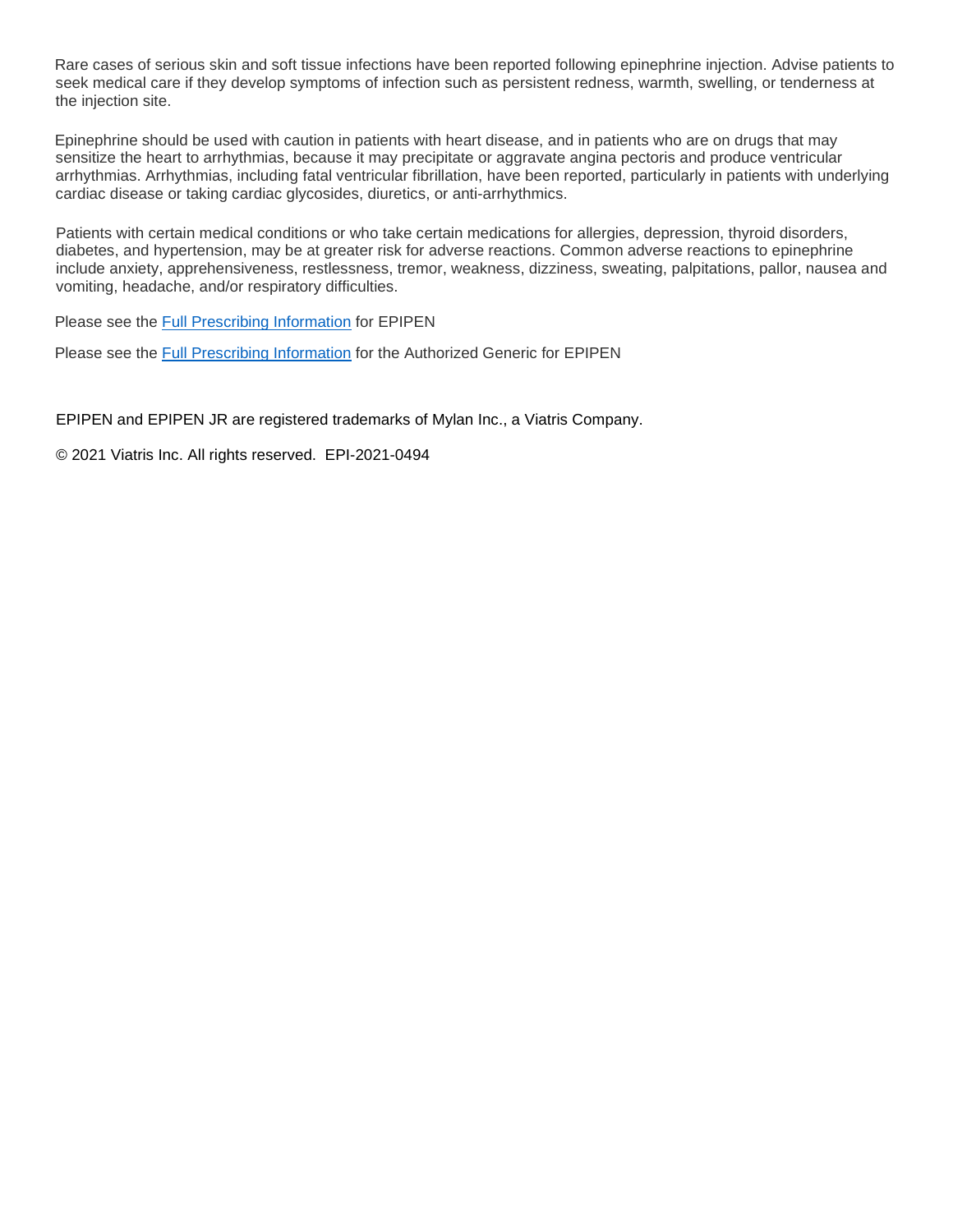Rare cases of serious skin and soft tissue infections have been reported following epinephrine injection. Advise patients to seek medical care if they develop symptoms of infection such as persistent redness, warmth, swelling, or tenderness at the injection site.

Epinephrine should be used with caution in patients with heart disease, and in patients who are on drugs that may sensitize the heart to arrhythmias, because it may precipitate or aggravate angina pectoris and produce ventricular arrhythmias. Arrhythmias, including fatal ventricular fibrillation, have been reported, particularly in patients with underlying cardiac disease or taking cardiac glycosides, diuretics, or anti-arrhythmics.

Patients with certain medical conditions or who take certain medications for allergies, depression, thyroid disorders, diabetes, and hypertension, may be at greater risk for adverse reactions. Common adverse reactions to epinephrine include anxiety, apprehensiveness, restlessness, tremor, weakness, dizziness, sweating, palpitations, pallor, nausea and vomiting, headache, and/or respiratory difficulties.

Please see the Full Prescribing Information for EPIPEN

Please see the Full Prescribing Information for the Authorized Generic for EPIPEN

EPIPEN and EPIPEN JR are registered trademarks of Mylan Inc., a Viatris Company.

© 2021 Viatris Inc. All rights reserved. EPI-2021-0494